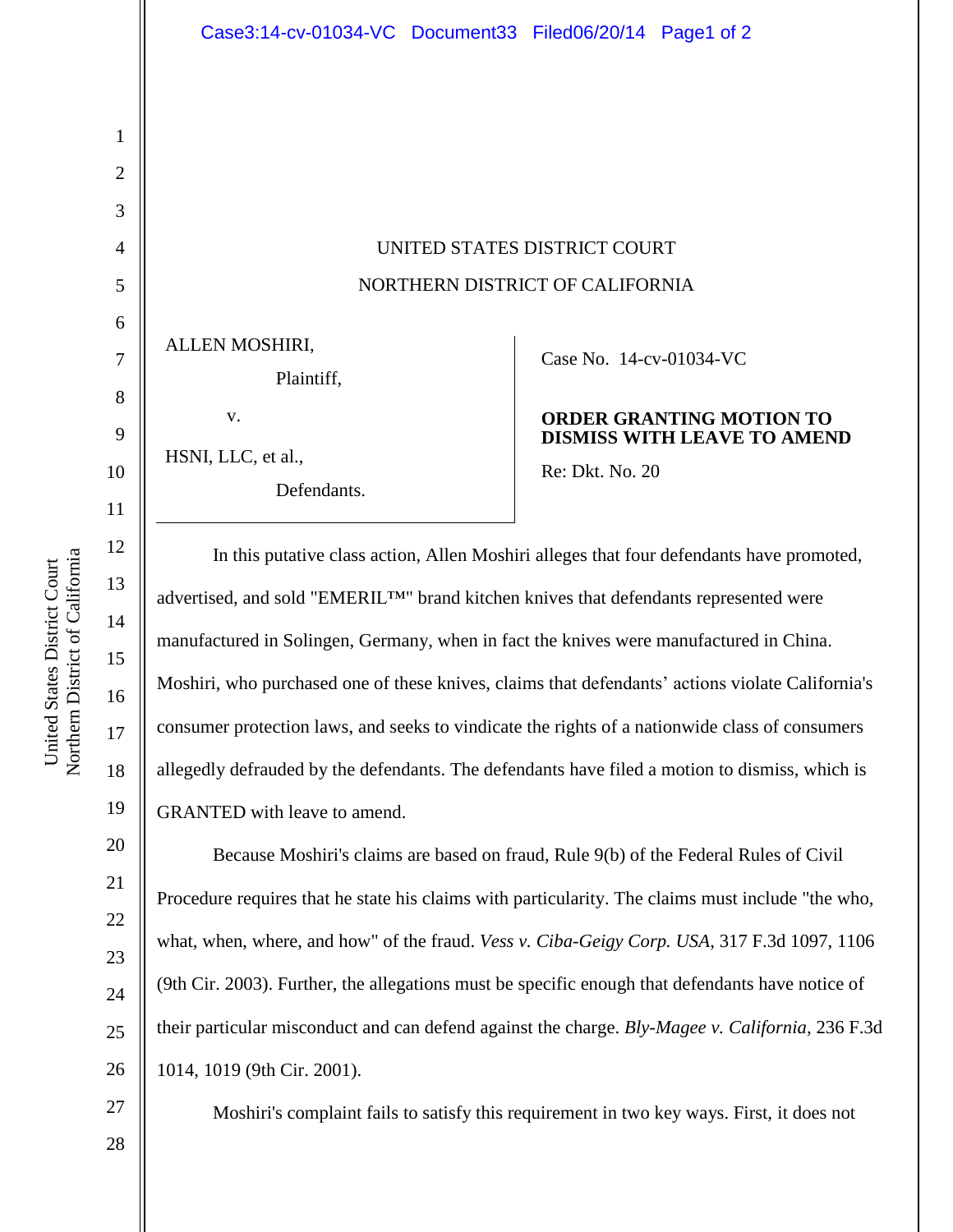UNITED STATES DISTRICT COURT

NORTHERN DISTRICT OF CALIFORNIA

ALLEN MOSHIRI,

Plaintiff,

v.

HSNI, LLC, et al.,

Defendants.

Case No. 14-cv-01034-VC

**ORDER GRANTING MOTION TO DISMISS WITH LEAVE TO AMEND**

Re: Dkt. No. 20

In this putative class action, Allen Moshiri alleges that four defendants have promoted, advertised, and sold "EMERIL™" brand kitchen knives that defendants represented were manufactured in Solingen, Germany, when in fact the knives were manufactured in China. Moshiri, who purchased one of these knives, claims that defendants' actions violate California's consumer protection laws, and seeks to vindicate the rights of a nationwide class of consumers allegedly defrauded by the defendants. The defendants have filed a motion to dismiss, which is GRANTED with leave to amend.

Because Moshiri's claims are based on fraud, Rule 9(b) of the Federal Rules of Civil Procedure requires that he state his claims with particularity. The claims must include "the who, what, when, where, and how" of the fraud. *Vess v. Ciba-Geigy Corp. USA*, 317 F.3d 1097, 1106 (9th Cir. 2003). Further, the allegations must be specific enough that defendants have notice of their particular misconduct and can defend against the charge. *Bly-Magee v. California*, 236 F.3d 1014, 1019 (9th Cir. 2001).

Moshiri's complaint fails to satisfy this requirement in two key ways. First, it does not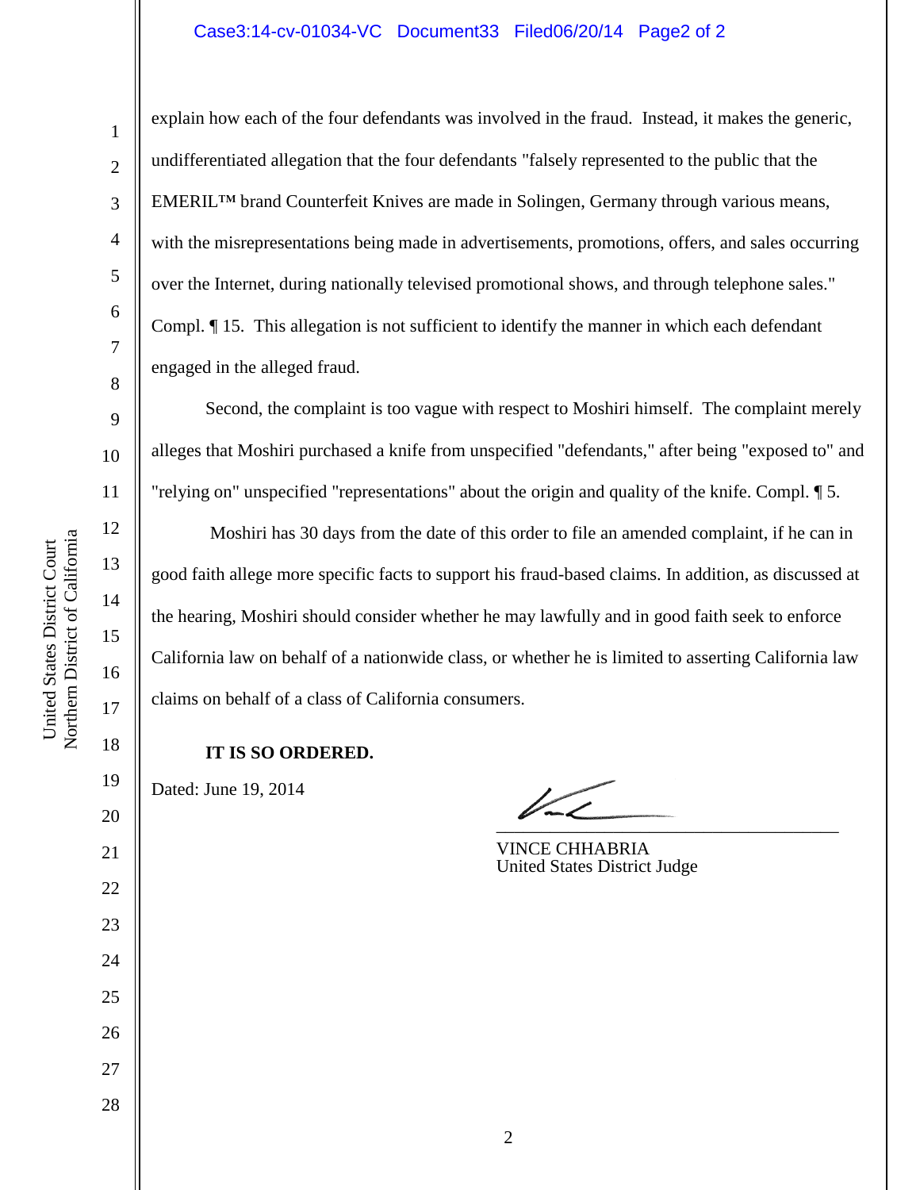explain how each of the four defendants was involved in the fraud. Instead, it makes the generic, undifferentiated allegation that the four defendants "falsely represented to the public that the EMERIL™ brand Counterfeit Knives are made in Solingen, Germany through various means, with the misrepresentations being made in advertisements, promotions, offers, and sales occurring over the Internet, during nationally televised promotional shows, and through telephone sales." Compl. ¶ 15. This allegation is not sufficient to identify the manner in which each defendant engaged in the alleged fraud.

Second, the complaint is too vague with respect to Moshiri himself. The complaint merely alleges that Moshiri purchased a knife from unspecified "defendants," after being "exposed to" and "relying on" unspecified "representations" about the origin and quality of the knife. Compl. ¶ 5.

Moshiri has 30 days from the date of this order to file an amended complaint, if he can in good faith allege more specific facts to support his fraud-based claims. In addition, as discussed at the hearing, Moshiri should consider whether he may lawfully and in good faith seek to enforce California law on behalf of a nationwide class, or whether he is limited to asserting California law claims on behalf of a class of California consumers.

**IT IS SO ORDERED.**

Dated: June 19, 2014

VINCE CHHABRIA
United States District Judge